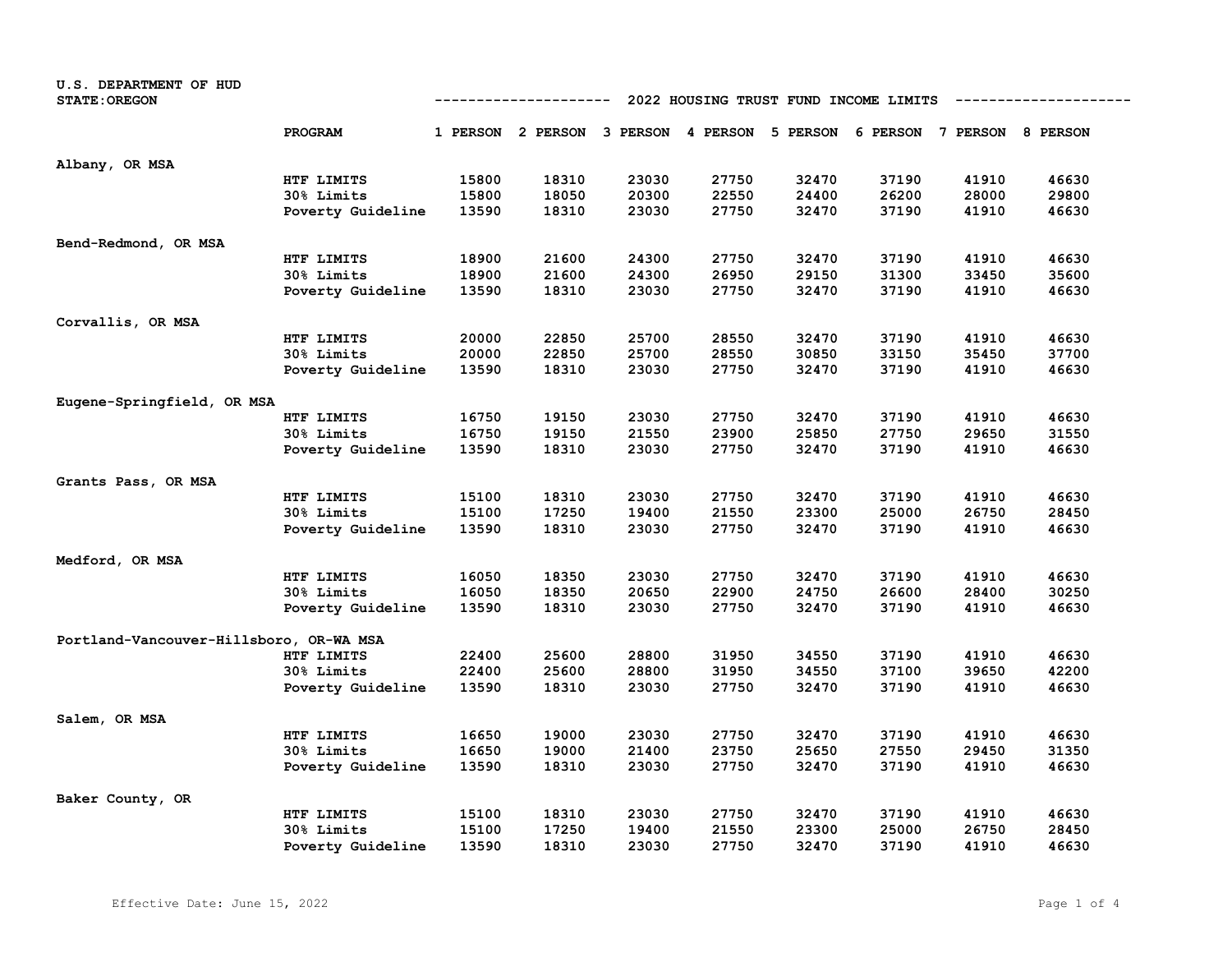U.S. DEPARTMENT OF HUD
STATE: OREGON

## 2022 HOUSING TRUST FUND INCOME LIMITS

| | PROGRAM | 1 PERSON | 2 PERSON | 3 PERSON | 4 PERSON | 5 PERSON | 6 PERSON | 7 PERSON | 8 PERSON |
|---|---|---|---|---|---|---|---|---|---|
| **Albany, OR MSA** | | | | | | | | | |
| | HTF LIMITS | 15800 | 18310 | 23030 | 27750 | 32470 | 37190 | 41910 | 46630 |
| | 30% Limits | 15800 | 18050 | 20300 | 22550 | 24400 | 26200 | 28000 | 29800 |
| | Poverty Guideline | 13590 | 18310 | 23030 | 27750 | 32470 | 37190 | 41910 | 46630 |
| **Bend-Redmond, OR MSA** | | | | | | | | | |
| | HTF LIMITS | 18900 | 21600 | 24300 | 27750 | 32470 | 37190 | 41910 | 46630 |
| | 30% Limits | 18900 | 21600 | 24300 | 26950 | 29150 | 31300 | 33450 | 35600 |
| | Poverty Guideline | 13590 | 18310 | 23030 | 27750 | 32470 | 37190 | 41910 | 46630 |
| **Corvallis, OR MSA** | | | | | | | | | |
| | HTF LIMITS | 20000 | 22850 | 25700 | 28550 | 32470 | 37190 | 41910 | 46630 |
| | 30% Limits | 20000 | 22850 | 25700 | 28550 | 30850 | 33150 | 35450 | 37700 |
| | Poverty Guideline | 13590 | 18310 | 23030 | 27750 | 32470 | 37190 | 41910 | 46630 |
| **Eugene-Springfield, OR MSA** | | | | | | | | | |
| | HTF LIMITS | 16750 | 19150 | 23030 | 27750 | 32470 | 37190 | 41910 | 46630 |
| | 30% Limits | 16750 | 19150 | 21550 | 23900 | 25850 | 27750 | 29650 | 31550 |
| | Poverty Guideline | 13590 | 18310 | 23030 | 27750 | 32470 | 37190 | 41910 | 46630 |
| **Grants Pass, OR MSA** | | | | | | | | | |
| | HTF LIMITS | 15100 | 18310 | 23030 | 27750 | 32470 | 37190 | 41910 | 46630 |
| | 30% Limits | 15100 | 17250 | 19400 | 21550 | 23300 | 25000 | 26750 | 28450 |
| | Poverty Guideline | 13590 | 18310 | 23030 | 27750 | 32470 | 37190 | 41910 | 46630 |
| **Medford, OR MSA** | | | | | | | | | |
| | HTF LIMITS | 16050 | 18350 | 23030 | 27750 | 32470 | 37190 | 41910 | 46630 |
| | 30% Limits | 16050 | 18350 | 20650 | 22900 | 24750 | 26600 | 28400 | 30250 |
| | Poverty Guideline | 13590 | 18310 | 23030 | 27750 | 32470 | 37190 | 41910 | 46630 |
| **Portland-Vancouver-Hillsboro, OR-WA MSA** | | | | | | | | | |
| | HTF LIMITS | 22400 | 25600 | 28800 | 31950 | 34550 | 37190 | 41910 | 46630 |
| | 30% Limits | 22400 | 25600 | 28800 | 31950 | 34550 | 37100 | 39650 | 42200 |
| | Poverty Guideline | 13590 | 18310 | 23030 | 27750 | 32470 | 37190 | 41910 | 46630 |
| **Salem, OR MSA** | | | | | | | | | |
| | HTF LIMITS | 16650 | 19000 | 23030 | 27750 | 32470 | 37190 | 41910 | 46630 |
| | 30% Limits | 16650 | 19000 | 21400 | 23750 | 25650 | 27550 | 29450 | 31350 |
| | Poverty Guideline | 13590 | 18310 | 23030 | 27750 | 32470 | 37190 | 41910 | 46630 |
| **Baker County, OR** | | | | | | | | | |
| | HTF LIMITS | 15100 | 18310 | 23030 | 27750 | 32470 | 37190 | 41910 | 46630 |
| | 30% Limits | 15100 | 17250 | 19400 | 21550 | 23300 | 25000 | 26750 | 28450 |
| | Poverty Guideline | 13590 | 18310 | 23030 | 27750 | 32470 | 37190 | 41910 | 46630 |

Effective Date: June 15, 2022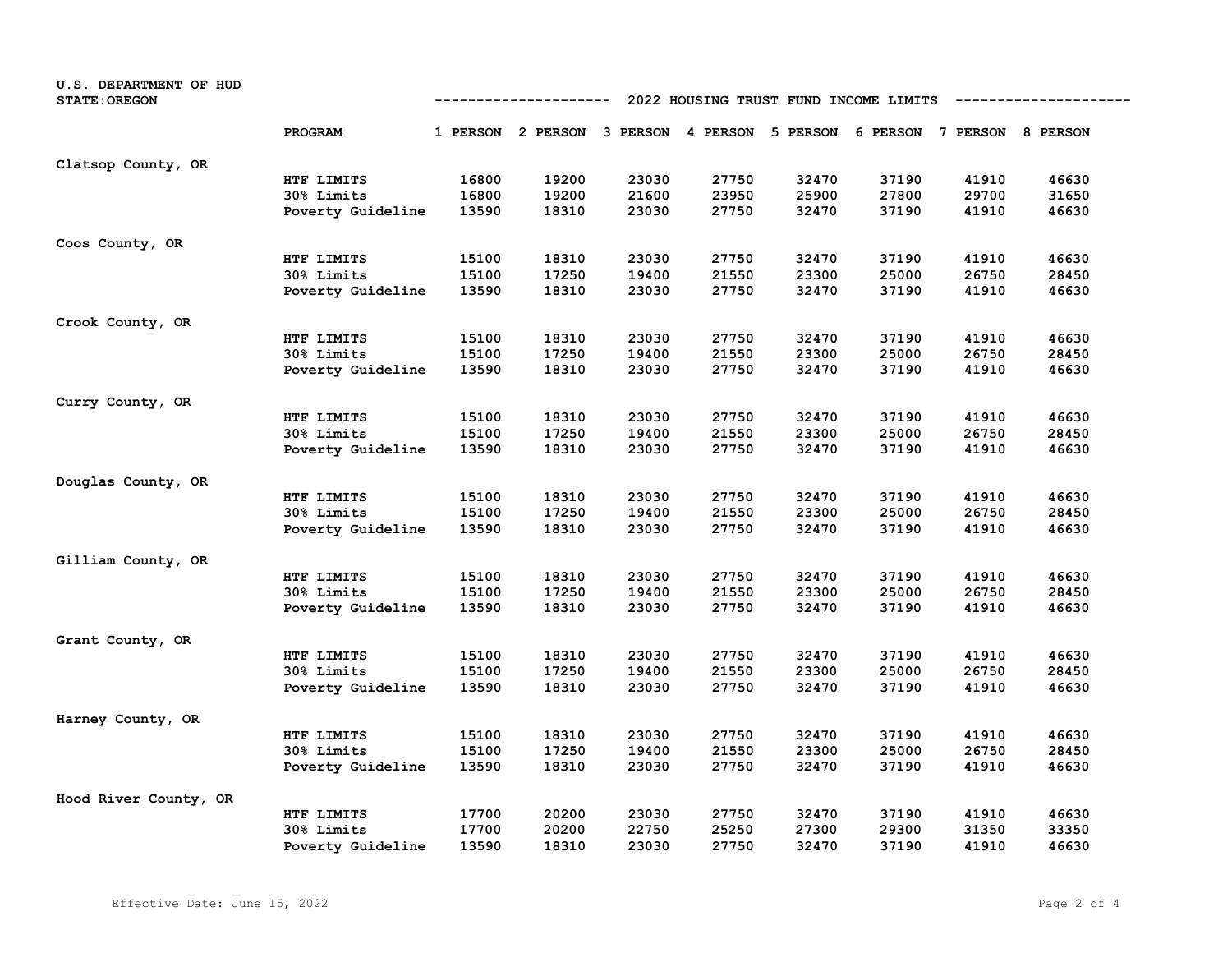U.S. DEPARTMENT OF HUD
STATE:OREGON

## 2022 HOUSING TRUST FUND INCOME LIMITS

| | PROGRAM | 1 PERSON | 2 PERSON | 3 PERSON | 4 PERSON | 5 PERSON | 6 PERSON | 7 PERSON | 8 PERSON |
|---|---|---|---|---|---|---|---|---|---|
| Clatsop County, OR | | | | | | | | | |
| | HTF LIMITS | 16800 | 19200 | 23030 | 27750 | 32470 | 37190 | 41910 | 46630 |
| | 30% Limits | 16800 | 19200 | 21600 | 23950 | 25900 | 27800 | 29700 | 31650 |
| | Poverty Guideline | 13590 | 18310 | 23030 | 27750 | 32470 | 37190 | 41910 | 46630 |
| Coos County, OR | | | | | | | | | |
| | HTF LIMITS | 15100 | 18310 | 23030 | 27750 | 32470 | 37190 | 41910 | 46630 |
| | 30% Limits | 15100 | 17250 | 19400 | 21550 | 23300 | 25000 | 26750 | 28450 |
| | Poverty Guideline | 13590 | 18310 | 23030 | 27750 | 32470 | 37190 | 41910 | 46630 |
| Crook County, OR | | | | | | | | | |
| | HTF LIMITS | 15100 | 18310 | 23030 | 27750 | 32470 | 37190 | 41910 | 46630 |
| | 30% Limits | 15100 | 17250 | 19400 | 21550 | 23300 | 25000 | 26750 | 28450 |
| | Poverty Guideline | 13590 | 18310 | 23030 | 27750 | 32470 | 37190 | 41910 | 46630 |
| Curry County, OR | | | | | | | | | |
| | HTF LIMITS | 15100 | 18310 | 23030 | 27750 | 32470 | 37190 | 41910 | 46630 |
| | 30% Limits | 15100 | 17250 | 19400 | 21550 | 23300 | 25000 | 26750 | 28450 |
| | Poverty Guideline | 13590 | 18310 | 23030 | 27750 | 32470 | 37190 | 41910 | 46630 |
| Douglas County, OR | | | | | | | | | |
| | HTF LIMITS | 15100 | 18310 | 23030 | 27750 | 32470 | 37190 | 41910 | 46630 |
| | 30% Limits | 15100 | 17250 | 19400 | 21550 | 23300 | 25000 | 26750 | 28450 |
| | Poverty Guideline | 13590 | 18310 | 23030 | 27750 | 32470 | 37190 | 41910 | 46630 |
| Gilliam County, OR | | | | | | | | | |
| | HTF LIMITS | 15100 | 18310 | 23030 | 27750 | 32470 | 37190 | 41910 | 46630 |
| | 30% Limits | 15100 | 17250 | 19400 | 21550 | 23300 | 25000 | 26750 | 28450 |
| | Poverty Guideline | 13590 | 18310 | 23030 | 27750 | 32470 | 37190 | 41910 | 46630 |
| Grant County, OR | | | | | | | | | |
| | HTF LIMITS | 15100 | 18310 | 23030 | 27750 | 32470 | 37190 | 41910 | 46630 |
| | 30% Limits | 15100 | 17250 | 19400 | 21550 | 23300 | 25000 | 26750 | 28450 |
| | Poverty Guideline | 13590 | 18310 | 23030 | 27750 | 32470 | 37190 | 41910 | 46630 |
| Harney County, OR | | | | | | | | | |
| | HTF LIMITS | 15100 | 18310 | 23030 | 27750 | 32470 | 37190 | 41910 | 46630 |
| | 30% Limits | 15100 | 17250 | 19400 | 21550 | 23300 | 25000 | 26750 | 28450 |
| | Poverty Guideline | 13590 | 18310 | 23030 | 27750 | 32470 | 37190 | 41910 | 46630 |
| Hood River County, OR | | | | | | | | | |
| | HTF LIMITS | 17700 | 20200 | 23030 | 27750 | 32470 | 37190 | 41910 | 46630 |
| | 30% Limits | 17700 | 20200 | 22750 | 25250 | 27300 | 29300 | 31350 | 33350 |
| | Poverty Guideline | 13590 | 18310 | 23030 | 27750 | 32470 | 37190 | 41910 | 46630 |

Effective Date: June 15, 2022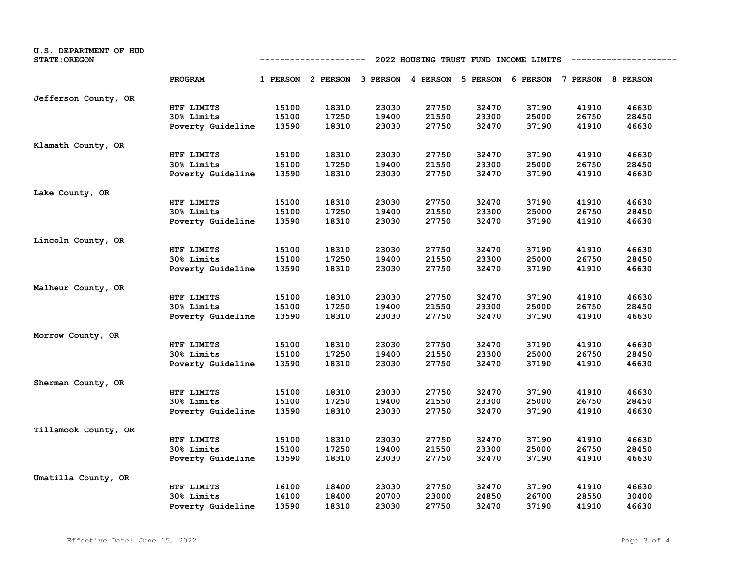U.S. DEPARTMENT OF HUD
STATE:OREGON

## 2022 HOUSING TRUST FUND INCOME LIMITS

| | PROGRAM | 1 PERSON | 2 PERSON | 3 PERSON | 4 PERSON | 5 PERSON | 6 PERSON | 7 PERSON | 8 PERSON |
|---|---|---|---|---|---|---|---|---|---|
| Jefferson County, OR | | | | | | | | | |
| | HTF LIMITS | 15100 | 18310 | 23030 | 27750 | 32470 | 37190 | 41910 | 46630 |
| | 30% Limits | 15100 | 17250 | 19400 | 21550 | 23300 | 25000 | 26750 | 28450 |
| | Poverty Guideline | 13590 | 18310 | 23030 | 27750 | 32470 | 37190 | 41910 | 46630 |
| Klamath County, OR | | | | | | | | | |
| | HTF LIMITS | 15100 | 18310 | 23030 | 27750 | 32470 | 37190 | 41910 | 46630 |
| | 30% Limits | 15100 | 17250 | 19400 | 21550 | 23300 | 25000 | 26750 | 28450 |
| | Poverty Guideline | 13590 | 18310 | 23030 | 27750 | 32470 | 37190 | 41910 | 46630 |
| Lake County, OR | | | | | | | | | |
| | HTF LIMITS | 15100 | 18310 | 23030 | 27750 | 32470 | 37190 | 41910 | 46630 |
| | 30% Limits | 15100 | 17250 | 19400 | 21550 | 23300 | 25000 | 26750 | 28450 |
| | Poverty Guideline | 13590 | 18310 | 23030 | 27750 | 32470 | 37190 | 41910 | 46630 |
| Lincoln County, OR | | | | | | | | | |
| | HTF LIMITS | 15100 | 18310 | 23030 | 27750 | 32470 | 37190 | 41910 | 46630 |
| | 30% Limits | 15100 | 17250 | 19400 | 21550 | 23300 | 25000 | 26750 | 28450 |
| | Poverty Guideline | 13590 | 18310 | 23030 | 27750 | 32470 | 37190 | 41910 | 46630 |
| Malheur County, OR | | | | | | | | | |
| | HTF LIMITS | 15100 | 18310 | 23030 | 27750 | 32470 | 37190 | 41910 | 46630 |
| | 30% Limits | 15100 | 17250 | 19400 | 21550 | 23300 | 25000 | 26750 | 28450 |
| | Poverty Guideline | 13590 | 18310 | 23030 | 27750 | 32470 | 37190 | 41910 | 46630 |
| Morrow County, OR | | | | | | | | | |
| | HTF LIMITS | 15100 | 18310 | 23030 | 27750 | 32470 | 37190 | 41910 | 46630 |
| | 30% Limits | 15100 | 17250 | 19400 | 21550 | 23300 | 25000 | 26750 | 28450 |
| | Poverty Guideline | 13590 | 18310 | 23030 | 27750 | 32470 | 37190 | 41910 | 46630 |
| Sherman County, OR | | | | | | | | | |
| | HTF LIMITS | 15100 | 18310 | 23030 | 27750 | 32470 | 37190 | 41910 | 46630 |
| | 30% Limits | 15100 | 17250 | 19400 | 21550 | 23300 | 25000 | 26750 | 28450 |
| | Poverty Guideline | 13590 | 18310 | 23030 | 27750 | 32470 | 37190 | 41910 | 46630 |
| Tillamook County, OR | | | | | | | | | |
| | HTF LIMITS | 15100 | 18310 | 23030 | 27750 | 32470 | 37190 | 41910 | 46630 |
| | 30% Limits | 15100 | 17250 | 19400 | 21550 | 23300 | 25000 | 26750 | 28450 |
| | Poverty Guideline | 13590 | 18310 | 23030 | 27750 | 32470 | 37190 | 41910 | 46630 |
| Umatilla County, OR | | | | | | | | | |
| | HTF LIMITS | 16100 | 18400 | 23030 | 27750 | 32470 | 37190 | 41910 | 46630 |
| | 30% Limits | 16100 | 18400 | 20700 | 23000 | 24850 | 26700 | 28550 | 30400 |
| | Poverty Guideline | 13590 | 18310 | 23030 | 27750 | 32470 | 37190 | 41910 | 46630 |

Effective Date: June 15, 2022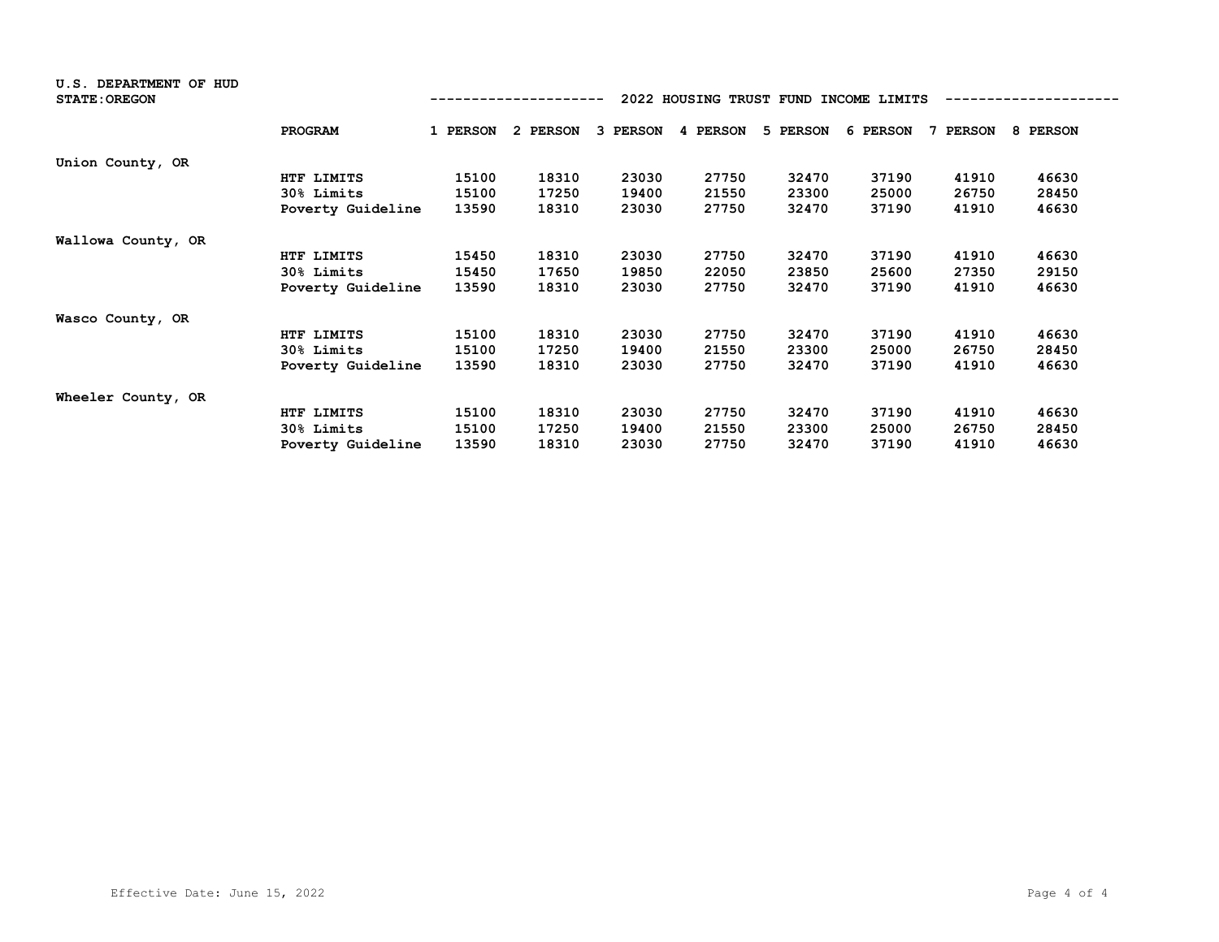U.S. DEPARTMENT OF HUD
STATE:OREGON

## 2022 HOUSING TRUST FUND INCOME LIMITS

| | PROGRAM | 1 PERSON | 2 PERSON | 3 PERSON | 4 PERSON | 5 PERSON | 6 PERSON | 7 PERSON | 8 PERSON |
|---|---|---|---|---|---|---|---|---|---|
| Union County, OR | | | | | | | | | |
| | HTF LIMITS | 15100 | 18310 | 23030 | 27750 | 32470 | 37190 | 41910 | 46630 |
| | 30% Limits | 15100 | 17250 | 19400 | 21550 | 23300 | 25000 | 26750 | 28450 |
| | Poverty Guideline | 13590 | 18310 | 23030 | 27750 | 32470 | 37190 | 41910 | 46630 |
| Wallowa County, OR | | | | | | | | | |
| | HTF LIMITS | 15450 | 18310 | 23030 | 27750 | 32470 | 37190 | 41910 | 46630 |
| | 30% Limits | 15450 | 17650 | 19850 | 22050 | 23850 | 25600 | 27350 | 29150 |
| | Poverty Guideline | 13590 | 18310 | 23030 | 27750 | 32470 | 37190 | 41910 | 46630 |
| Wasco County, OR | | | | | | | | | |
| | HTF LIMITS | 15100 | 18310 | 23030 | 27750 | 32470 | 37190 | 41910 | 46630 |
| | 30% Limits | 15100 | 17250 | 19400 | 21550 | 23300 | 25000 | 26750 | 28450 |
| | Poverty Guideline | 13590 | 18310 | 23030 | 27750 | 32470 | 37190 | 41910 | 46630 |
| Wheeler County, OR | | | | | | | | | |
| | HTF LIMITS | 15100 | 18310 | 23030 | 27750 | 32470 | 37190 | 41910 | 46630 |
| | 30% Limits | 15100 | 17250 | 19400 | 21550 | 23300 | 25000 | 26750 | 28450 |
| | Poverty Guideline | 13590 | 18310 | 23030 | 27750 | 32470 | 37190 | 41910 | 46630 |

Effective Date: June 15, 2022